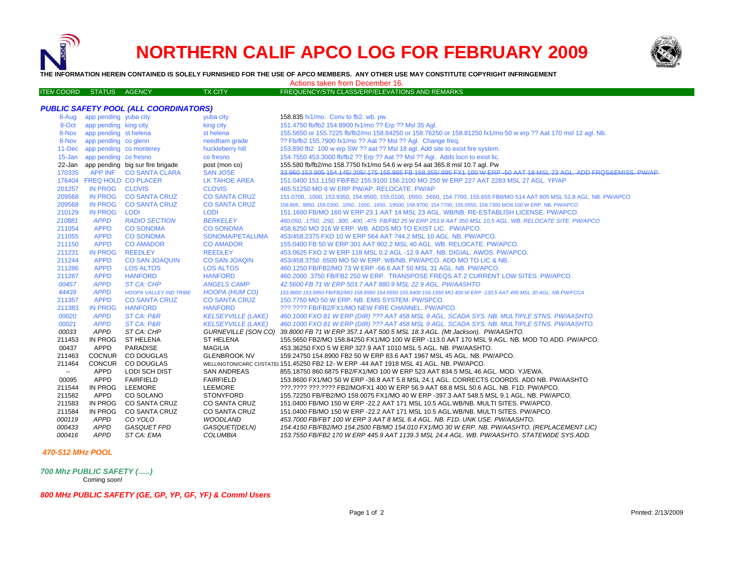# NORTHERN CALIF APCO LOG FOR FEBRUARY 2009

**THE INFORMATION HEREIN CONTAINED IS SOLELY FURNISHED FOR THE USE OF APCO MEMBERS. ANY OTHER USE MAY CONSTITUTE COPYRIGHT INFRINGEMENT**

Actions taken from December 16.

| ITEM COORD | STATUS | AGENCY | TX CITY | FREQUENCY/STN CLASS/ERP/ELEVATIONS AND REMARKS |
|---|---|---|---|---|
| ***PUBLIC SAFETY POOL (ALL COORDINATORS)*** | | | | |
| 8-Aug | app pending | yuba city | yuba city | 158.835 fx1/mo. Conv to fb2. wb. pw. |
| 8-Oct | app pending | king city | king city | 151.4750 fb/fb2 154.8900 fx1/mo ?? Erp ?? Msl 35 Agl. |
| 8-Nov | app pending | st helena | st helena | 155.5650 or 155.7225 fb/fb2/mo 158.84250 or 158.76250 or 158.81250 fx1/mo 50 w erp ?? Aat 170 msl 12 agl. Nb. |
| 8-Nov | app pending | co glenn | needham grade | ?? Fb/fb2 155.7900 fx1/mo ?? Aat ?? Msl ?? Agl. Change freq. |
| 11-Dec | app pending | co monterey | huckleberry hill | 153.890 fb2 100 w erp SW ?? aat ?? Msl 18 agl. Add site to exist fire system. |
| 15-Jan | app pending | co fresno | co fresno | 154.7550 453.3000 fb/fb2 ?? Erp ?? Aat ?? Msl ?? Agl. Adds locn to exist lic. |
| 22-Jan | app pending | big sur fire brigade | post (mon co) | 155.580 fb/fb2/mo 158.7750 fx1/mo 54.6 w erp 54 aat 365.8 msl 10.7 agl. Pw |
| 170335 | APP INF | CO SANTA CLARA | SAN JOSE | ~~33.960 153.905 154.145/.205/.175 155.985 FB 158.355/.995 FX1 100 W ERP -50 AAT 18 MSL 23 AGL. ADD FRQS&EMISS. PW/AP~~ |
| 176404 | FREQ HOLD | CO PLACER | LK TAHOE AREA | 151.0400 151.1150 FB/FB2 155.9100 156.2100 MO 250 W ERP 227 AAT 2283 MSL 27 AGL. YP/AP |
| 201257 | IN PROG | CLOVIS | CLOVIS | 465.51250 MO 6 W ERP PW/AP. RELOCATE. PW/AP |
| 209568 | IN PROG | CO SANTA CRUZ | CO SANTA CRUZ | 151.0700, .1000, 153.9350, 154.9500, 155.0100, .0550, .5650, 154.7700, 155.655 FB8/MO 514 AAT 805 MSL 51.8 AGL. NB. PW/APCO |
| 209568 | IN PROG | CO SANTA CRUZ | CO SANTA CRUZ | 158.805, .9850, 159.0300, .1050, .1500, .1650, .19500, 158.9700, 154.7700, 155.6550, 158.7300 MO8 100 W ERP. NB. PW/APCO |
| 210129 | IN PROG | LODI | LODI | 151.1600 FB/MO 160 W ERP 23.1 AAT 14 MSL 23 AGL. WB/NB. RE-ESTABLISH LICENSE. PW/APCO. |
| *210881* | *APPD* | *RADIO SECTION* | *BERKELEY* | *460.050, .1750, .250, .300, .400, .475 FB/FB2 25 W ERP 253.9 AAT 350 MSL 10.5 AGL. WB. RELOCATE SITE. PW/APCO* |
| 211054 | APPD | CO SONOMA | CO SONOMA | 458.6250 MO 316 W ERP. WB. ADDS MO TO EXIST LIC. PW/APCO. |
| 211055 | APPD | CO SONOMA | SONOMA/PETALUMA | 453/458.2375 FXO 10 W ERP 564 AAT 744.2 MSL 10 AGL. NB. PW/APCO. |
| 211150 | APPD | CO AMADOR | CO AMADOR | 155.0400 FB 50 W ERP 301 AAT 902.2 MSL 40 AGL. WB. RELOCATE. PW/APCO. |
| 211231 | IN PROG | REEDLEY | REEDLEY | 453.0625 FXO 2 W ERP 118 MSL 0.2 AGL -12.9 AAT. NB. DIGIAL. AWOS. PW/APCO. |
| 211244 | APPD | CO SAN JOAQUIN | CO SAN JOAQIN | 453/458.3750 .6500 MO 50 W ERP. WB/NB. PW/APCO. ADD MO TO LIC & NB. |
| 211286 | APPD | LOS ALTOS | LOS ALTOS | 460.1250 FB/FB2/MO 73 W ERP -66.6 AAT 50 MSL 31 AGL. NB. PW/APCO. |
| 211287 | APPD | HANFORD | HANFORD | 460.2000 .3750 FB/FB2 250 W ERP. TRANSPOSE FREQS AT 2 CURRENT LOW SITES. PW/APCO. |
| *00457* | *APPD* | *ST CA: CHP* | *ANGELS CAMP* | *42.5600 FB 71 W ERP 503.7 AAT 880.9 MSL 22.9 AGL. PW/AASHTO* |
| *44439* | *APPD* | *HOOPA VALLEY IND TRIBE* | *HOOPA (HUM CO)* | *153.8600 153.9950 FB/FB2/MO 158.8950 154.0550 155.9400 156.1950 MO 400 W ERP -130.5 AAT 495 MSL 30 AGL. NB.PW/FCCA* |
| 211357 | APPD | CO SANTA CRUZ | CO SANTA CRUZ | 150.7750 MO 50 W ERP. NB. EMS SYSTEM. PW/SPCO. |
| 211383 | IN PROG | HANFORD | HANFORD | ???.???? FB/FB2/FX1/MO NEW FIRE CHANNEL. PW/APCO. |
| *00020* | *APPD* | *ST CA: P&R* | *KELSEYVILLE (LAKE)* | *460.1000 FXO 81 W ERP (DIR) ??? AAT 458 MSL 9 AGL. SCADA SYS. NB. MULTIPLE STNS. PW/AASHTO.* |
| *00021* | *APPD* | *ST CA: P&R* | *KELSEYVILLE (LAKE)* | *460.1000 FXO 81 W ERP (DIR) ??? AAT 458 MSL 9 AGL. SCADA SYS. NB. MULTIPLE STNS. PW/AASHTO.* |
| *00033* | *APPD* | *ST CA: CHP* | *GURNEVILLE (SON CO)* | *39.8000 FB 71 W ERP 357.1 AAT 500.5 MSL 18.3 AGL. (Mt Jackson). PW/AASHTO.* |
| 211453 | IN PROG | ST HELENA | ST HELENA | 155.5650 FB2/MO 158.84250 FX1/MO 100 W ERP -113.0 AAT 170 MSL 9 AGL. NB. MOD TO ADD. PW/APCO. |
| 00437 | APPD | PARADISE | MAGILIA | 453.36250 FXO 5 W ERP 327.9 AAT 1010 MSL 5 AGL. NB. PW/AASHTO. |
| 211463 | COCNUR | CO DOUGLAS | GLENBROOK NV | 159.24750 154.8900 FB2 50 W ERP 83.6 AAT 1967 MSL 45 AGL. NB. PW/APCO. |
| 211464 | CONCUR | CO DOUGLAS | WELLINGTON/CARC CI/STATEL | 151.45250 FB2 12- W ERP -44 AAT 1918 MSL 41 AGL. NB. PW/APCO. |
| -- | APPD | LODI SCH DIST | SAN ANDREAS | 855.18750 860.6875 FB2/FX1/MO 100 W ERP 523 AAT 834.5 MSL 46 AGL. MOD. YJ/EWA. |
| 00095 | APPD | FAIRFIELD | FAIRFIELD | 153.8600 FX1/MO 50 W ERP -36.8 AAT 5.8 MSL 24.1 AGL. CORRECTS COORDS. ADD NB. PW/AASHTO |
| 211544 | IN PROG | LEEMORE | LEEMORE | ???.???? ???.???? FB2/MO/FX1 400 W ERP 56.9 AAT 68.8 MSL 50.6 AGL. NB. F1D. PW/APCO. |
| 211582 | APPD | CO SOLANO | STONYFORD | 155.72250 FB/FB2/MO 159.0075 FX1/MO 40 W ERP -397.3 AAT 548.5 MSL 9.1 AGL. NB. PW/APCO. |
| 211583 | IN PROG | CO SANTA CRUZ | CO SANTA CRUZ | 151.0400 FB/MO 150 W ERP -22.2 AAT 171 MSL 10.5 AGL.WB/NB. MULTI SITES. PW/APCO. |
| 211584 | IN PROG | CO SANTA CRUZ | CO SANTA CRUZ | 151.0400 FB/MO 150 W ERP -22.2 AAT 171 MSL 10.5 AGL.WB/NB. MULTI SITES. PW/APCO. |
| *000119* | *APPD* | *CO YOLO* | *WOODLAND* | *453.7000 FB/FBT 100 W ERP 3 AAT 8 MSL 6.4 AGL. NB. F1D. UNK USE. PW/AASHTO.* |
| *000433* | *APPD* | *GASQUET FPD* | *GASQUET(DELN)* | *154.4150 FB/FB2/MO 154.2500 FB/MO 154.010 FX1/MO 30 W ERP. NB. PW/AASHTO. (REPLACEMENT LIC)* |
| *000416* | *APPD* | *ST CA: EMA* | *COLUMBIA* | *153.7550 FB/FB2 170 W ERP 445.9 AAT 1139.3 MSL 24.4 AGL. WB. PW/AASHTO. STATEWIDE SYS ADD.* |

***470-512 MHz POOL***

***700 Mhz PUBLIC SAFETY (…..)***

Coming soon!

***800 MHz PUBLIC SAFETY (GE, GP, YP, GF, YF) & Comml Users***

Printed: 2/13/2009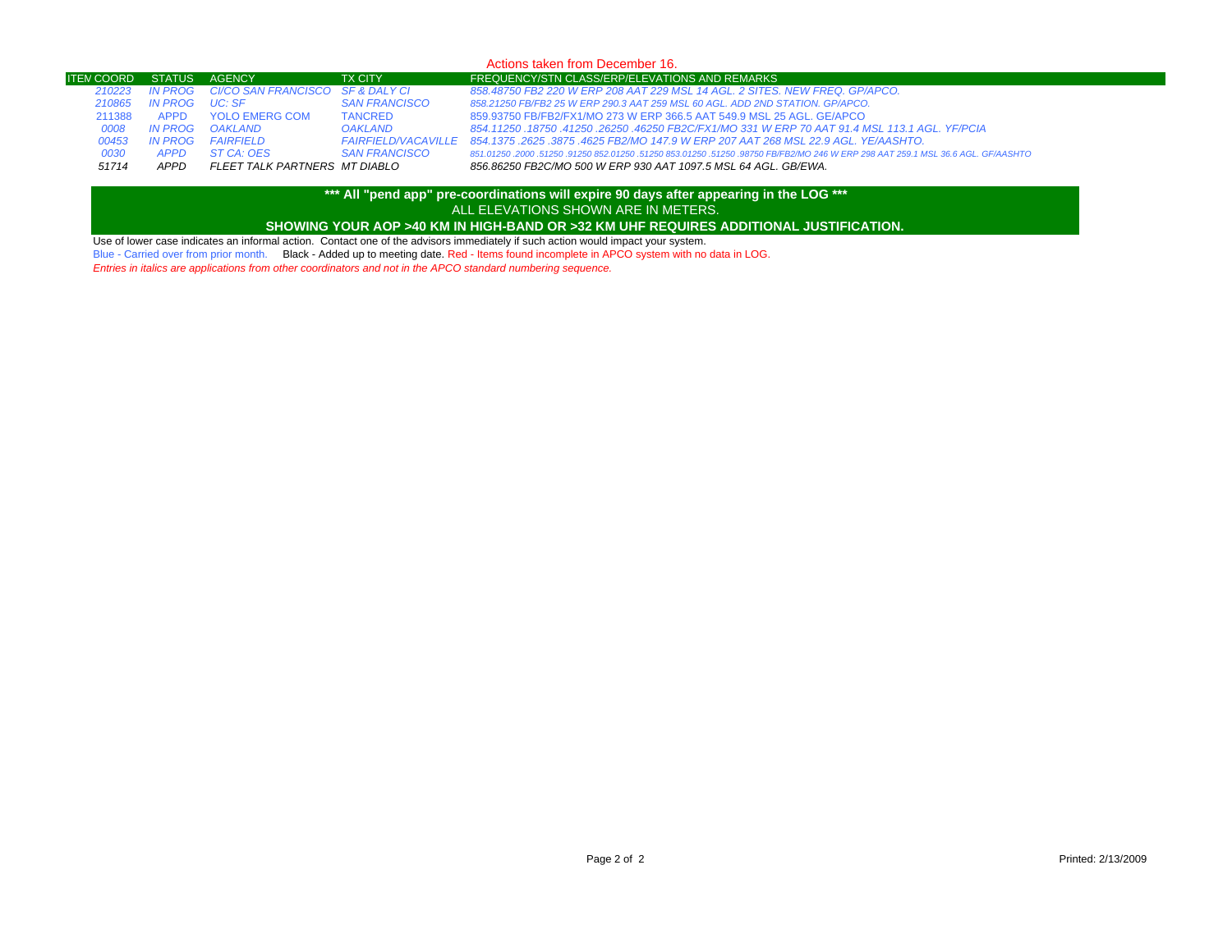Actions taken from December 16.

| ITEM COORD | STATUS | AGENCY | TX CITY | FREQUENCY/STN CLASS/ERP/ELEVATIONS AND REMARKS |
|---|---|---|---|---|
| *210223* | *IN PROG* | *CI/CO SAN FRANCISCO* | *SF & DALY CI* | *858.48750 FB2 220 W ERP 208 AAT 229 MSL 14 AGL. 2 SITES. NEW FREQ. GP/APCO.* |
| *210865* | *IN PROG* | *UC: SF* | *SAN FRANCISCO* | *858.21250 FB/FB2 25 W ERP 290.3 AAT 259 MSL 60 AGL. ADD 2ND STATION. GP/APCO.* |
| 211388 | APPD | YOLO EMERG COM | TANCRED | 859.93750 FB/FB2/FX1/MO 273 W ERP 366.5 AAT 549.9 MSL 25 AGL. GE/APCO |
| *0008* | *IN PROG* | *OAKLAND* | *OAKLAND* | *854.11250 .18750 .41250 .26250 .46250 FB2C/FX1/MO 331 W ERP 70 AAT 91.4 MSL 113.1 AGL. YF/PCIA* |
| *00453* | *IN PROG* | *FAIRFIELD* | *FAIRFIELD/VACAVILLE* | *854.1375 .2625 .3875 .4625 FB2/MO 147.9 W ERP 207 AAT 268 MSL 22.9 AGL. YE/AASHTO.* |
| *0030* | *APPD* | *ST CA: OES* | *SAN FRANCISCO* | *851.01250 .2000 .51250 .91250 852.01250 .51250 853.01250 .51250 .98750 FB/FB2/MO 246 W ERP 298 AAT 259.1 MSL 36.6 AGL. GF/AASHTO* |
| *51714* | *APPD* | *FLEET TALK PARTNERS* | *MT DIABLO* | *856.86250 FB2C/MO 500 W ERP 930 AAT 1097.5 MSL 64 AGL. GB/EWA.* |

**\*\*\* All "pend app" pre-coordinations will expire 90 days after appearing in the LOG \*\*\***

ALL ELEVATIONS SHOWN ARE IN METERS.

**SHOWING YOUR AOP >40 KM IN HIGH-BAND OR >32 KM UHF REQUIRES ADDITIONAL JUSTIFICATION.**

Use of lower case indicates an informal action. Contact one of the advisors immediately if such action would impact your system.

Blue - Carried over from prior month. Black - Added up to meeting date. Red - Items found incomplete in APCO system with no data in LOG.

*Entries in italics are applications from other coordinators and not in the APCO standard numbering sequence.*

Printed: 2/13/2009